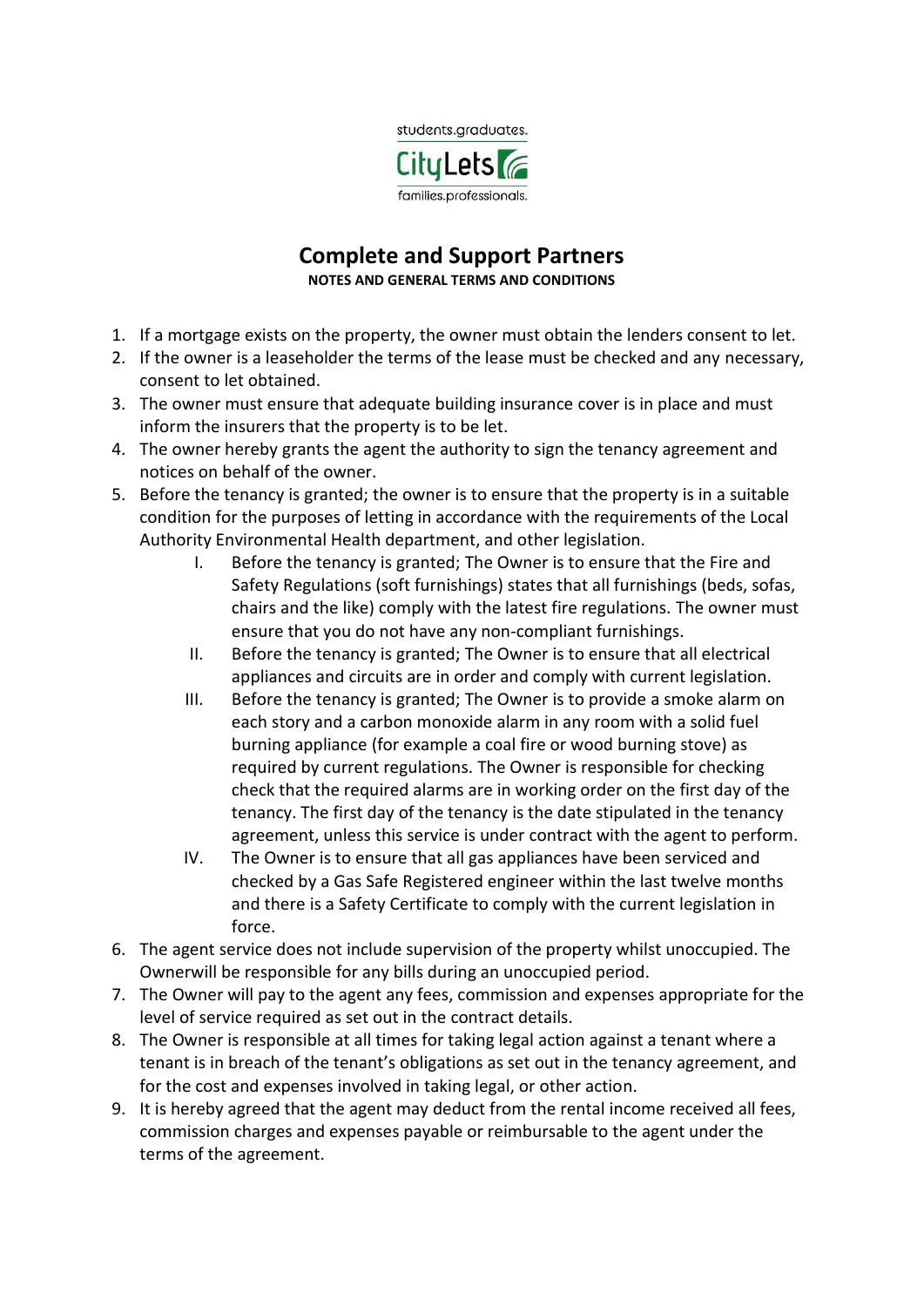students.graduates.

CityLets

families.professionals.

# Complete and Support Partners

**NOTES AND GENERAL TERMS AND CONDITIONS**

1. If a mortgage exists on the property, the owner must obtain the lenders consent to let.
2. If the owner is a leaseholder the terms of the lease must be checked and any necessary, consent to let obtained.
3. The owner must ensure that adequate building insurance cover is in place and must inform the insurers that the property is to be let.
4. The owner hereby grants the agent the authority to sign the tenancy agreement and notices on behalf of the owner.
5. Before the tenancy is granted; the owner is to ensure that the property is in a suitable condition for the purposes of letting in accordance with the requirements of the Local Authority Environmental Health department, and other legislation.
    I. Before the tenancy is granted; The Owner is to ensure that the Fire and Safety Regulations (soft furnishings) states that all furnishings (beds, sofas, chairs and the like) comply with the latest fire regulations. The owner must ensure that you do not have any non-compliant furnishings.
    II. Before the tenancy is granted; The Owner is to ensure that all electrical appliances and circuits are in order and comply with current legislation.
    III. Before the tenancy is granted; The Owner is to provide a smoke alarm on each story and a carbon monoxide alarm in any room with a solid fuel burning appliance (for example a coal fire or wood burning stove) as required by current regulations. The Owner is responsible for checking check that the required alarms are in working order on the first day of the tenancy. The first day of the tenancy is the date stipulated in the tenancy agreement, unless this service is under contract with the agent to perform.
    IV. The Owner is to ensure that all gas appliances have been serviced and checked by a Gas Safe Registered engineer within the last twelve months and there is a Safety Certificate to comply with the current legislation in force.
6. The agent service does not include supervision of the property whilst unoccupied. The Ownerwill be responsible for any bills during an unoccupied period.
7. The Owner will pay to the agent any fees, commission and expenses appropriate for the level of service required as set out in the contract details.
8. The Owner is responsible at all times for taking legal action against a tenant where a tenant is in breach of the tenant's obligations as set out in the tenancy agreement, and for the cost and expenses involved in taking legal, or other action.
9. It is hereby agreed that the agent may deduct from the rental income received all fees, commission charges and expenses payable or reimbursable to the agent under the terms of the agreement.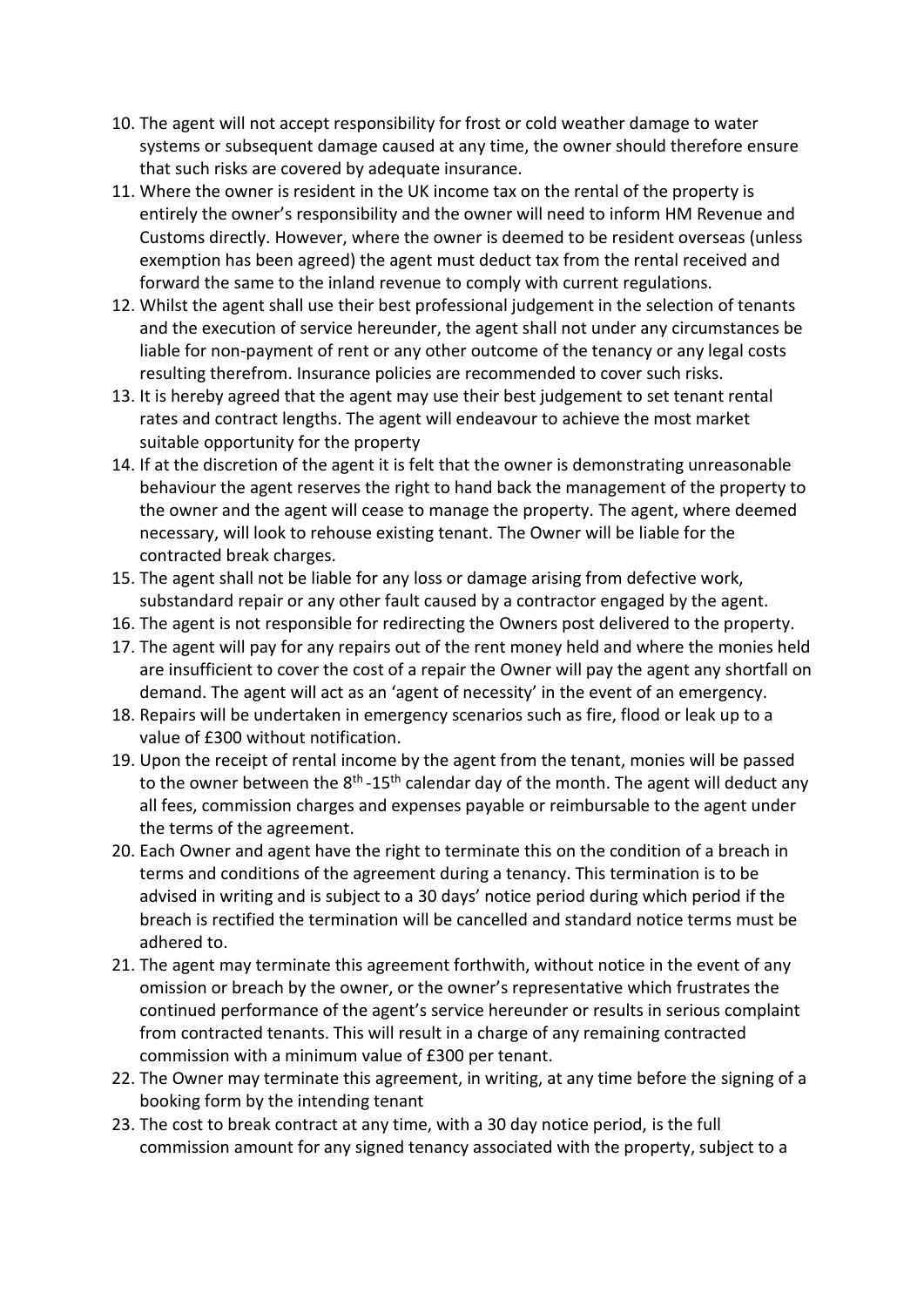10. The agent will not accept responsibility for frost or cold weather damage to water systems or subsequent damage caused at any time, the owner should therefore ensure that such risks are covered by adequate insurance.
11. Where the owner is resident in the UK income tax on the rental of the property is entirely the owner's responsibility and the owner will need to inform HM Revenue and Customs directly. However, where the owner is deemed to be resident overseas (unless exemption has been agreed) the agent must deduct tax from the rental received and forward the same to the inland revenue to comply with current regulations.
12. Whilst the agent shall use their best professional judgement in the selection of tenants and the execution of service hereunder, the agent shall not under any circumstances be liable for non-payment of rent or any other outcome of the tenancy or any legal costs resulting therefrom. Insurance policies are recommended to cover such risks.
13. It is hereby agreed that the agent may use their best judgement to set tenant rental rates and contract lengths. The agent will endeavour to achieve the most market suitable opportunity for the property
14. If at the discretion of the agent it is felt that the owner is demonstrating unreasonable behaviour the agent reserves the right to hand back the management of the property to the owner and the agent will cease to manage the property. The agent, where deemed necessary, will look to rehouse existing tenant. The Owner will be liable for the contracted break charges.
15. The agent shall not be liable for any loss or damage arising from defective work, substandard repair or any other fault caused by a contractor engaged by the agent.
16. The agent is not responsible for redirecting the Owners post delivered to the property.
17. The agent will pay for any repairs out of the rent money held and where the monies held are insufficient to cover the cost of a repair the Owner will pay the agent any shortfall on demand. The agent will act as an 'agent of necessity' in the event of an emergency.
18. Repairs will be undertaken in emergency scenarios such as fire, flood or leak up to a value of £300 without notification.
19. Upon the receipt of rental income by the agent from the tenant, monies will be passed to the owner between the 8th -15th calendar day of the month. The agent will deduct any all fees, commission charges and expenses payable or reimbursable to the agent under the terms of the agreement.
20. Each Owner and agent have the right to terminate this on the condition of a breach in terms and conditions of the agreement during a tenancy. This termination is to be advised in writing and is subject to a 30 days' notice period during which period if the breach is rectified the termination will be cancelled and standard notice terms must be adhered to.
21. The agent may terminate this agreement forthwith, without notice in the event of any omission or breach by the owner, or the owner's representative which frustrates the continued performance of the agent's service hereunder or results in serious complaint from contracted tenants. This will result in a charge of any remaining contracted commission with a minimum value of £300 per tenant.
22. The Owner may terminate this agreement, in writing, at any time before the signing of a booking form by the intending tenant
23. The cost to break contract at any time, with a 30 day notice period, is the full commission amount for any signed tenancy associated with the property, subject to a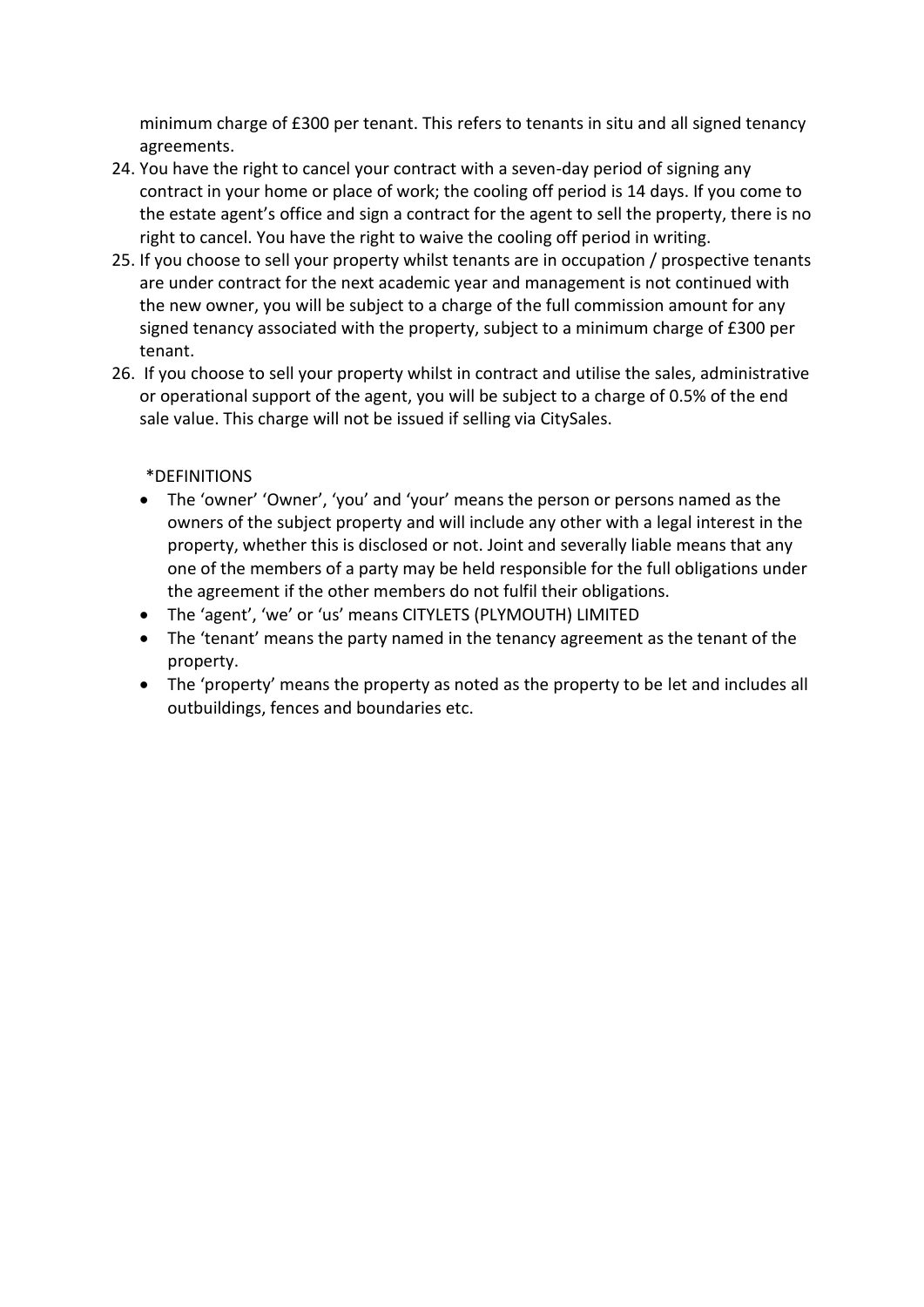minimum charge of £300 per tenant. This refers to tenants in situ and all signed tenancy agreements.

24. You have the right to cancel your contract with a seven-day period of signing any contract in your home or place of work; the cooling off period is 14 days. If you come to the estate agent's office and sign a contract for the agent to sell the property, there is no right to cancel. You have the right to waive the cooling off period in writing.
25. If you choose to sell your property whilst tenants are in occupation / prospective tenants are under contract for the next academic year and management is not continued with the new owner, you will be subject to a charge of the full commission amount for any signed tenancy associated with the property, subject to a minimum charge of £300 per tenant.
26. If you choose to sell your property whilst in contract and utilise the sales, administrative or operational support of the agent, you will be subject to a charge of 0.5% of the end sale value. This charge will not be issued if selling via CitySales.

*DEFINITIONS

- The 'owner' 'Owner', 'you' and 'your' means the person or persons named as the owners of the subject property and will include any other with a legal interest in the property, whether this is disclosed or not. Joint and severally liable means that any one of the members of a party may be held responsible for the full obligations under the agreement if the other members do not fulfil their obligations.
- The 'agent', 'we' or 'us' means CITYLETS (PLYMOUTH) LIMITED
- The 'tenant' means the party named in the tenancy agreement as the tenant of the property.
- The 'property' means the property as noted as the property to be let and includes all outbuildings, fences and boundaries etc.